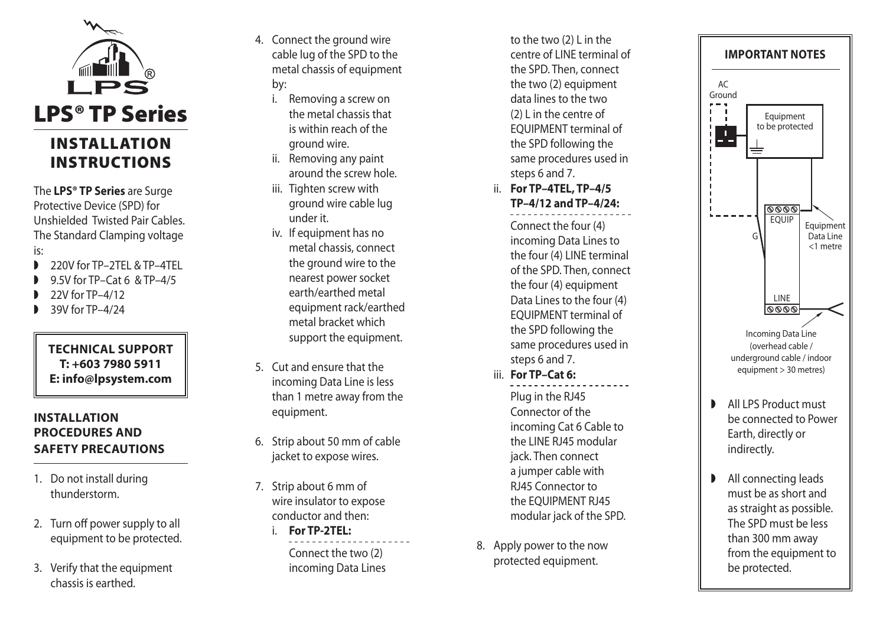LPS®

# LPS® TP Series

## INSTALLATION INSTRUCTIONS

The **LPS® TP Series** are Surge Protective Device (SPD) for Unshielded Twisted Pair Cables. The Standard Clamping voltage is:

- 220V for TP–2TEL & TP–4TEL
- 9.5V for TP–Cat 6 & TP–4/5
- 22V for TP–4/12
- 39V for TP–4/24

**TECHNICAL SUPPORT**
**T: +603 7980 5911**
**E: info@lpsystem.com**

### INSTALLATION PROCEDURES AND SAFETY PRECAUTIONS

1. Do not install during thunderstorm.
2. Turn off power supply to all equipment to be protected.
3. Verify that the equipment chassis is earthed.
4. Connect the ground wire cable lug of the SPD to the metal chassis of equipment by:
   1. Removing a screw on the metal chassis that is within reach of the ground wire.
   2. Removing any paint around the screw hole.
   3. Tighten screw with ground wire cable lug under it.
   4. If equipment has no metal chassis, connect the ground wire to the nearest power socket earth/earthed metal equipment rack/earthed metal bracket which support the equipment.
5. Cut and ensure that the incoming Data Line is less than 1 metre away from the equipment.
6. Strip about 50 mm of cable jacket to expose wires.
7. Strip about 6 mm of wire insulator to expose conductor and then:
   1. **For TP-2TEL:**
      Connect the two (2) incoming Data Lines to the two (2) L in the centre of LINE terminal of the SPD. Then, connect the two (2) equipment data lines to the two (2) L in the centre of EQUIPMENT terminal of the SPD following the same procedures used in steps 6 and 7.
   2. **For TP–4TEL, TP–4/5 TP–4/12 and TP–4/24:**
      Connect the four (4) incoming Data Lines to the four (4) LINE terminal of the SPD. Then, connect the four (4) equipment Data Lines to the four (4) EQUIPMENT terminal of the SPD following the same procedures used in steps 6 and 7.
   3. **For TP–Cat 6:**
      Plug in the RJ45 Connector of the incoming Cat 6 Cable to the LINE RJ45 modular jack. Then connect a jumper cable with RJ45 Connector to the EQUIPMENT RJ45 modular jack of the SPD.
8. Apply power to the now protected equipment.

### IMPORTANT NOTES

AC Ground

Equipment to be protected

EQUIP

G

Equipment Data Line <1 metre

LINE

Incoming Data Line (overhead cable / underground cable / indoor equipment > 30 metres)

- All LPS Product must be connected to Power Earth, directly or indirectly.
- All connecting leads must be as short and as straight as possible. The SPD must be less than 300 mm away from the equipment to be protected.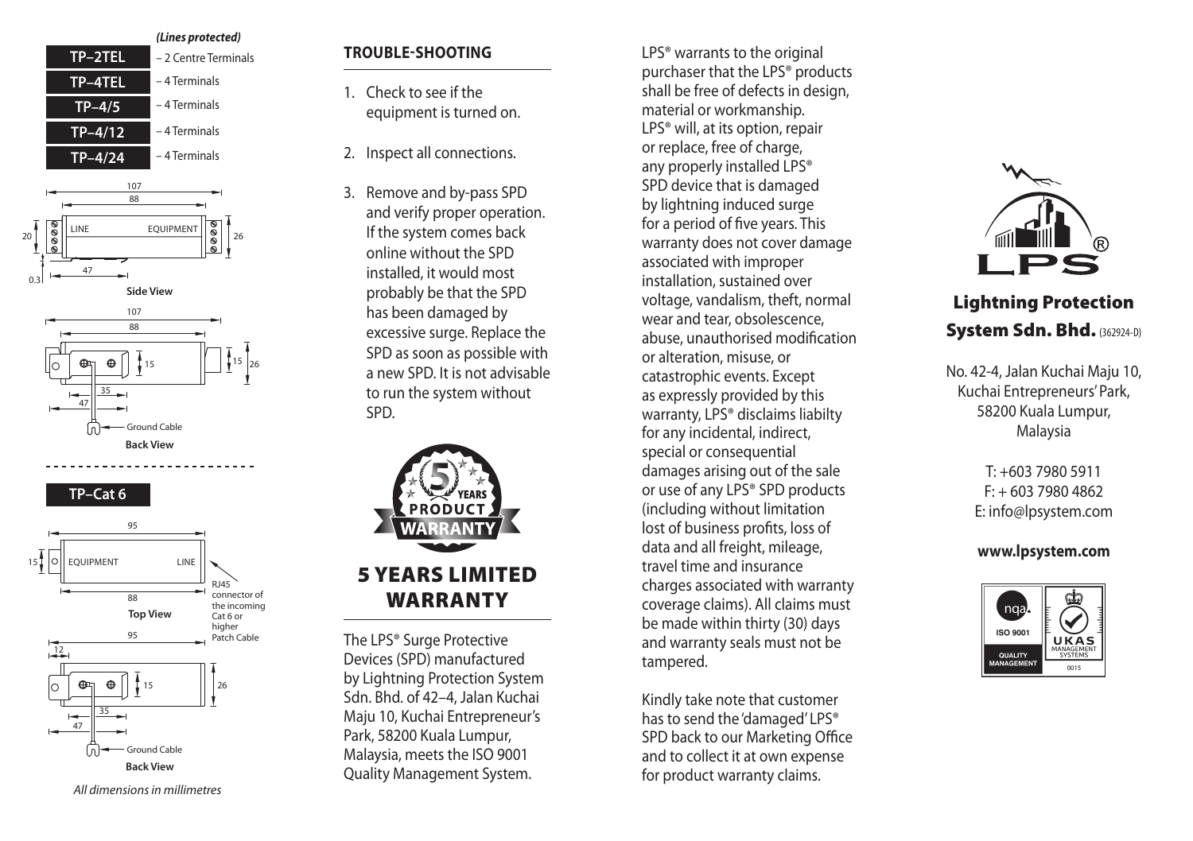*(Lines protected)*

| | |
|---|---|
| **TP–2TEL** | – 2 Centre Terminals |
| **TP–4TEL** | – 4 Terminals |
| **TP–4/5** | – 4 Terminals |
| **TP–4/12** | – 4 Terminals |
| **TP–4/24** | – 4 Terminals |

107
88
20
LINE
EQUIPMENT
26
47
0.3

**Side View**

107
88
15
15
26
35
47
Ground Cable

**Back View**

**TP–Cat 6**

95
15
EQUIPMENT
LINE
RJ45 connector of the incoming Cat 6 or higher Patch Cable
88

**Top View**

95
12
15
26
35
47
Ground Cable

**Back View**

*All dimensions in millimetres*

## TROUBLE-SHOOTING

1. Check to see if the equipment is turned on.
2. Inspect all connections.
3. Remove and by-pass SPD and verify proper operation. If the system comes back online without the SPD installed, it would most probably be that the SPD has been damaged by excessive surge. Replace the SPD as soon as possible with a new SPD. It is not advisable to run the system without SPD.

5 YEARS PRODUCT WARRANTY

## 5 YEARS LIMITED WARRANTY

The LPS® Surge Protective Devices (SPD) manufactured by Lightning Protection System Sdn. Bhd. of 42–4, Jalan Kuchai Maju 10, Kuchai Entrepreneur's Park, 58200 Kuala Lumpur, Malaysia, meets the ISO 9001 Quality Management System.

LPS® warrants to the original purchaser that the LPS® products shall be free of defects in design, material or workmanship. LPS® will, at its option, repair or replace, free of charge, any properly installed LPS® SPD device that is damaged by lightning induced surge for a period of five years. This warranty does not cover damage associated with improper installation, sustained over voltage, vandalism, theft, normal wear and tear, obsolescence, abuse, unauthorised modification or alteration, misuse, or catastrophic events. Except as expressly provided by this warranty, LPS® disclaims liabilty for any incidental, indirect, special or consequential damages arising out of the sale or use of any LPS® SPD products (including without limitation lost of business profits, loss of data and all freight, mileage, travel time and insurance charges associated with warranty coverage claims). All claims must be made within thirty (30) days and warranty seals must not be tampered.

Kindly take note that customer has to send the 'damaged' LPS® SPD back to our Marketing Office and to collect it at own expense for product warranty claims.

LPS®

## Lightning Protection System Sdn. Bhd. (362924-D)

No. 42-4, Jalan Kuchai Maju 10,
Kuchai Entrepreneurs' Park,
58200 Kuala Lumpur,
Malaysia

T: +603 7980 5911
F: + 603 7980 4862
E: info@lpsystem.com

**www.lpsystem.com**

nqa. ISO 9001 QUALITY MANAGEMENT
UKAS MANAGEMENT SYSTEMS 0015